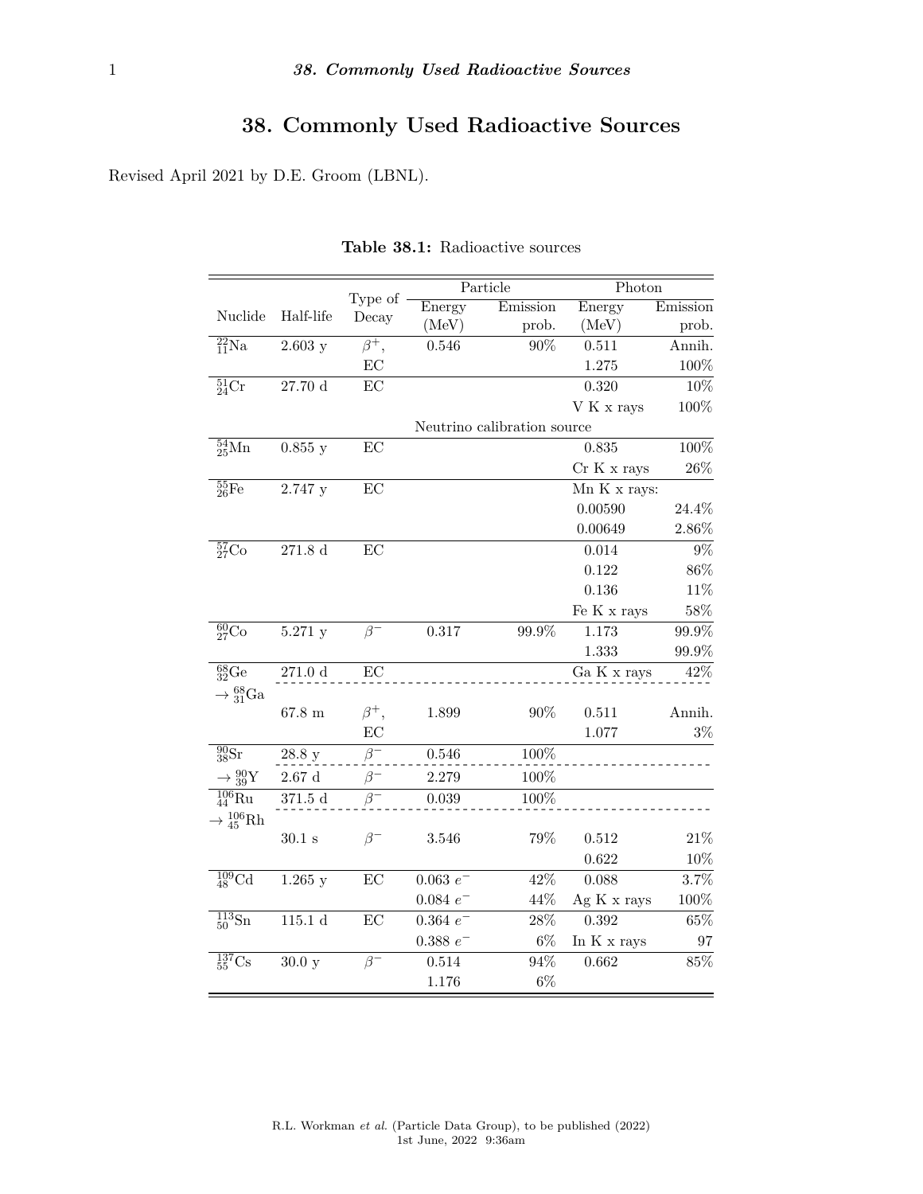# 38. Commonly Used Radioactive Sources

Revised April 2021 by D.E. Groom (LBNL).

**Table 38.1:** Radioactive sources

| Nuclide | Half-life | Type of Decay | Particle | | Photon | |
|---|---|---|---|---|---|---|
| | | | Energy (MeV) | Emission prob. | Energy (MeV) | Emission prob. |
| $^{22}_{11}$Na | 2.603 y | $\beta^+$, | 0.546 | 90% | 0.511 | Annih. |
| | | EC | | | 1.275 | 100% |
| $^{51}_{24}$Cr | 27.70 d | EC | | | 0.320 | 10% |
| | | | | | V K x rays | 100% |
| | | | Neutrino calibration source | | | |
| $^{54}_{25}$Mn | 0.855 y | EC | | | 0.835 | 100% |
| | | | | | Cr K x rays | 26% |
| $^{55}_{26}$Fe | 2.747 y | EC | | | Mn K x rays: | |
| | | | | | 0.00590 | 24.4% |
| | | | | | 0.00649 | 2.86% |
| $^{57}_{27}$Co | 271.8 d | EC | | | 0.014 | 9% |
| | | | | | 0.122 | 86% |
| | | | | | 0.136 | 11% |
| | | | | | Fe K x rays | 58% |
| $^{60}_{27}$Co | 5.271 y | $\beta^-$ | 0.317 | 99.9% | 1.173 | 99.9% |
| | | | | | 1.333 | 99.9% |
| $^{68}_{32}$Ge | 271.0 d | EC | | | Ga K x rays | 42% |
| $\to ^{68}_{31}$Ga | | | | | | |
| | 67.8 m | $\beta^+$, | 1.899 | 90% | 0.511 | Annih. |
| | | EC | | | 1.077 | 3% |
| $^{90}_{38}$Sr | 28.8 y | $\beta^-$ | 0.546 | 100% | | |
| $\to ^{90}_{39}$Y | 2.67 d | $\beta^-$ | 2.279 | 100% | | |
| $^{106}_{44}$Ru | 371.5 d | $\beta^-$ | 0.039 | 100% | | |
| $\to ^{106}_{45}$Rh | | | | | | |
| | 30.1 s | $\beta^-$ | 3.546 | 79% | 0.512 | 21% |
| | | | | | 0.622 | 10% |
| $^{109}_{48}$Cd | 1.265 y | EC | 0.063 $e^-$ | 42% | 0.088 | 3.7% |
| | | | 0.084 $e^-$ | 44% | Ag K x rays | 100% |
| $^{113}_{50}$Sn | 115.1 d | EC | 0.364 $e^-$ | 28% | 0.392 | 65% |
| | | | 0.388 $e^-$ | 6% | In K x rays | 97 |
| $^{137}_{55}$Cs | 30.0 y | $\beta^-$ | 0.514 | 94% | 0.662 | 85% |
| | | | 1.176 | 6% | | |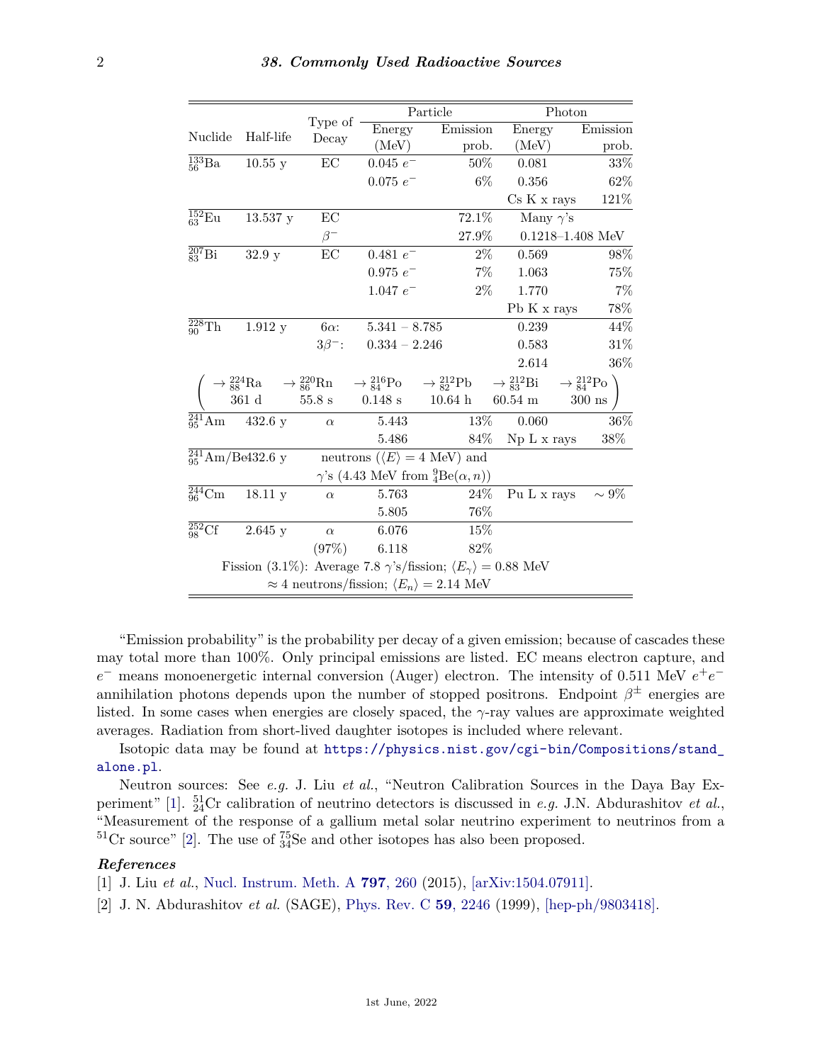| Nuclide | Half-life | Type of Decay | Particle Energy (MeV) | Particle Emission prob. | Photon Energy (MeV) | Photon Emission prob. |
|---|---|---|---|---|---|---|
| $^{133}_{56}$Ba | 10.55 y | EC | 0.045 $e^-$ | 50% | 0.081 | 33% |
| | | | 0.075 $e^-$ | 6% | 0.356 | 62% |
| | | | | | Cs K x rays | 121% |
| $^{152}_{63}$Eu | 13.537 y | EC | | 72.1% | Many $\gamma$'s | |
| | | $\beta^-$ | | 27.9% | 0.1218–1.408 MeV | |
| $^{207}_{83}$Bi | 32.9 y | EC | 0.481 $e^-$ | 2% | 0.569 | 98% |
| | | | 0.975 $e^-$ | 7% | 1.063 | 75% |
| | | | 1.047 $e^-$ | 2% | 1.770 | 7% |
| | | | | | Pb K x rays | 78% |
| $^{228}_{90}$Th | 1.912 y | $6\alpha$: | 5.341 – 8.785 | | 0.239 | 44% |
| | | $3\beta^-$: | 0.334 – 2.246 | | 0.583 | 31% |
| | | | | | 2.614 | 36% |
| ( $\rightarrow ^{224}_{88}$Ra 361 d | $\rightarrow ^{220}_{86}$Rn 55.8 s | $\rightarrow ^{216}_{84}$Po 0.148 s | $\rightarrow ^{212}_{82}$Pb 10.64 h | $\rightarrow ^{212}_{83}$Bi 60.54 m | $\rightarrow ^{212}_{84}$Po 300 ns ) | |
| $^{241}_{95}$Am | 432.6 y | $\alpha$ | 5.443 | 13% | 0.060 | 36% |
| | | | 5.486 | 84% | Np L x rays | 38% |
| $^{241}_{95}$Am/Be | 432.6 y | neutrons ($\langle E \rangle = 4$ MeV) and | | | | |
| | | $\gamma$'s (4.43 MeV from $^{9}_{4}$Be$(\alpha,n)$) | | | | |
| $^{244}_{96}$Cm | 18.11 y | $\alpha$ | 5.763 | 24% | Pu L x rays | $\sim 9\%$ |
| | | | 5.805 | 76% | | |
| $^{252}_{98}$Cf | 2.645 y | $\alpha$ | 6.076 | 15% | | |
| | | (97%) | 6.118 | 82% | | |
| | | Fission (3.1%): Average 7.8 $\gamma$'s/fission; $\langle E_\gamma \rangle = 0.88$ MeV | | | | |
| | | $\approx 4$ neutrons/fission; $\langle E_n \rangle = 2.14$ MeV | | | | |

"Emission probability" is the probability per decay of a given emission; because of cascades these may total more than 100%. Only principal emissions are listed. EC means electron capture, and $e^-$ means monoenergetic internal conversion (Auger) electron. The intensity of 0.511 MeV $e^+e^-$ annihilation photons depends upon the number of stopped positrons. Endpoint $\beta^\pm$ energies are listed. In some cases when energies are closely spaced, the $\gamma$-ray values are approximate weighted averages. Radiation from short-lived daughter isotopes is included where relevant.

Isotopic data may be found at `https://physics.nist.gov/cgi-bin/Compositions/stand_alone.pl`.

Neutron sources: See *e.g.* J. Liu *et al.*, "Neutron Calibration Sources in the Daya Bay Experiment" [1]. $^{51}_{24}$Cr calibration of neutrino detectors is discussed in *e.g.* J.N. Abdurashitov *et al.*, "Measurement of the response of a gallium metal solar neutrino experiment to neutrinos from a $^{51}$Cr source" [2]. The use of $^{75}_{34}$Se and other isotopes has also been proposed.

### *References*

[1] J. Liu *et al.*, Nucl. Instrum. Meth. A **797**, 260 (2015), [arXiv:1504.07911].

[2] J. N. Abdurashitov *et al.* (SAGE), Phys. Rev. C **59**, 2246 (1999), [hep-ph/9803418].